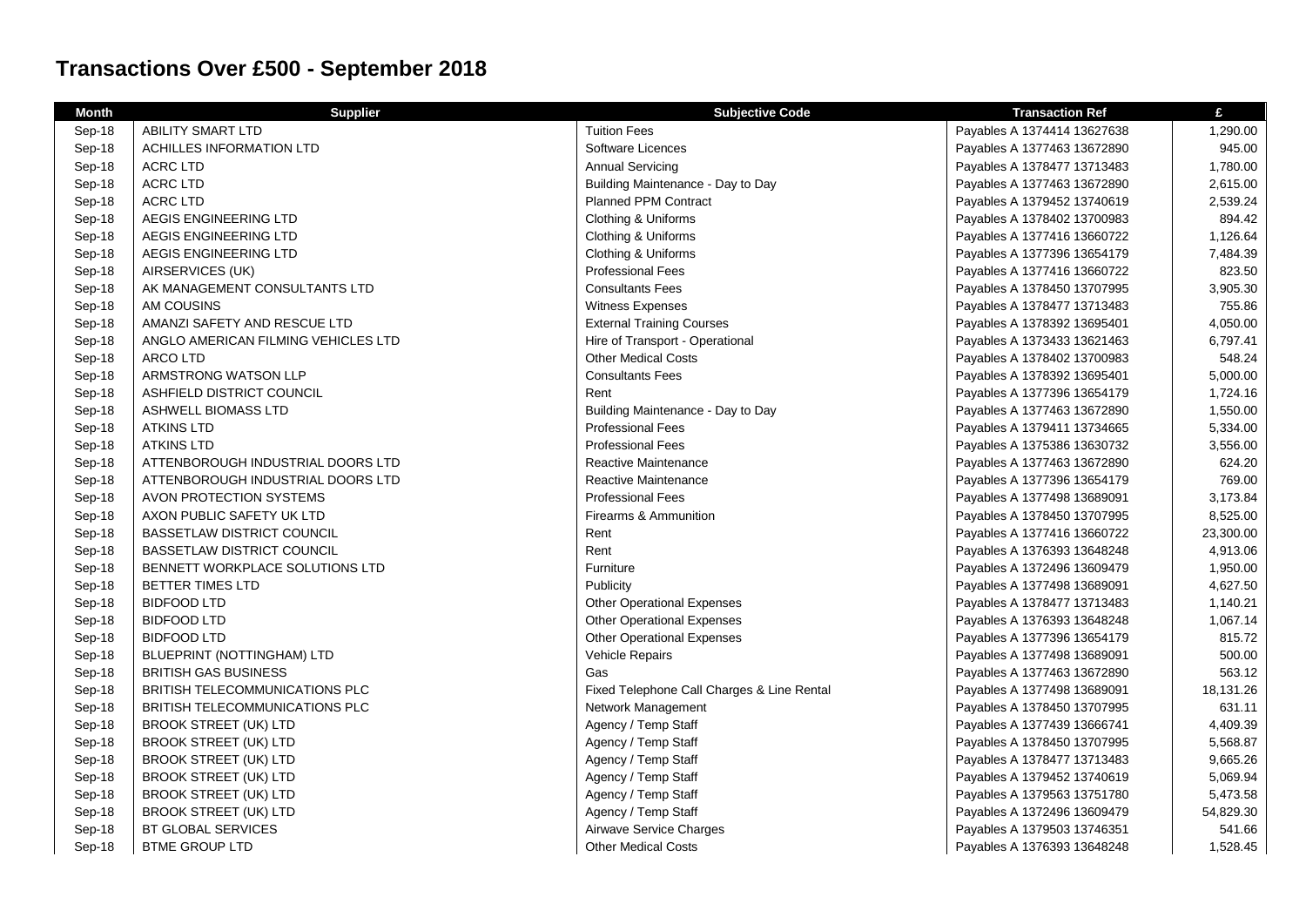# Transactions Over £500 - September 2018

| Month | Supplier | Subjective Code | Transaction Ref | £ |
|---|---|---|---|---|
| Sep-18 | ABILITY SMART LTD | Tuition Fees | Payables A 1374414 13627638 | 1,290.00 |
| Sep-18 | ACHILLES INFORMATION LTD | Software Licences | Payables A 1377463 13672890 | 945.00 |
| Sep-18 | ACRC LTD | Annual Servicing | Payables A 1378477 13713483 | 1,780.00 |
| Sep-18 | ACRC LTD | Building Maintenance - Day to Day | Payables A 1377463 13672890 | 2,615.00 |
| Sep-18 | ACRC LTD | Planned PPM Contract | Payables A 1379452 13740619 | 2,539.24 |
| Sep-18 | AEGIS ENGINEERING LTD | Clothing & Uniforms | Payables A 1378402 13700983 | 894.42 |
| Sep-18 | AEGIS ENGINEERING LTD | Clothing & Uniforms | Payables A 1377416 13660722 | 1,126.64 |
| Sep-18 | AEGIS ENGINEERING LTD | Clothing & Uniforms | Payables A 1377396 13654179 | 7,484.39 |
| Sep-18 | AIRSERVICES (UK) | Professional Fees | Payables A 1377416 13660722 | 823.50 |
| Sep-18 | AK MANAGEMENT CONSULTANTS LTD | Consultants Fees | Payables A 1378450 13707995 | 3,905.30 |
| Sep-18 | AM COUSINS | Witness Expenses | Payables A 1378477 13713483 | 755.86 |
| Sep-18 | AMANZI SAFETY AND RESCUE LTD | External Training Courses | Payables A 1378392 13695401 | 4,050.00 |
| Sep-18 | ANGLO AMERICAN FILMING VEHICLES LTD | Hire of Transport - Operational | Payables A 1373433 13621463 | 6,797.41 |
| Sep-18 | ARCO LTD | Other Medical Costs | Payables A 1378402 13700983 | 548.24 |
| Sep-18 | ARMSTRONG WATSON LLP | Consultants Fees | Payables A 1378392 13695401 | 5,000.00 |
| Sep-18 | ASHFIELD DISTRICT COUNCIL | Rent | Payables A 1377396 13654179 | 1,724.16 |
| Sep-18 | ASHWELL BIOMASS LTD | Building Maintenance - Day to Day | Payables A 1377463 13672890 | 1,550.00 |
| Sep-18 | ATKINS LTD | Professional Fees | Payables A 1379411 13734665 | 5,334.00 |
| Sep-18 | ATKINS LTD | Professional Fees | Payables A 1375386 13630732 | 3,556.00 |
| Sep-18 | ATTENBOROUGH INDUSTRIAL DOORS LTD | Reactive Maintenance | Payables A 1377463 13672890 | 624.20 |
| Sep-18 | ATTENBOROUGH INDUSTRIAL DOORS LTD | Reactive Maintenance | Payables A 1377396 13654179 | 769.00 |
| Sep-18 | AVON PROTECTION SYSTEMS | Professional Fees | Payables A 1377498 13689091 | 3,173.84 |
| Sep-18 | AXON PUBLIC SAFETY UK LTD | Firearms & Ammunition | Payables A 1378450 13707995 | 8,525.00 |
| Sep-18 | BASSETLAW DISTRICT COUNCIL | Rent | Payables A 1377416 13660722 | 23,300.00 |
| Sep-18 | BASSETLAW DISTRICT COUNCIL | Rent | Payables A 1376393 13648248 | 4,913.06 |
| Sep-18 | BENNETT WORKPLACE SOLUTIONS LTD | Furniture | Payables A 1372496 13609479 | 1,950.00 |
| Sep-18 | BETTER TIMES LTD | Publicity | Payables A 1377498 13689091 | 4,627.50 |
| Sep-18 | BIDFOOD LTD | Other Operational Expenses | Payables A 1378477 13713483 | 1,140.21 |
| Sep-18 | BIDFOOD LTD | Other Operational Expenses | Payables A 1376393 13648248 | 1,067.14 |
| Sep-18 | BIDFOOD LTD | Other Operational Expenses | Payables A 1377396 13654179 | 815.72 |
| Sep-18 | BLUEPRINT (NOTTINGHAM) LTD | Vehicle Repairs | Payables A 1377498 13689091 | 500.00 |
| Sep-18 | BRITISH GAS BUSINESS | Gas | Payables A 1377463 13672890 | 563.12 |
| Sep-18 | BRITISH TELECOMMUNICATIONS PLC | Fixed Telephone Call Charges & Line Rental | Payables A 1377498 13689091 | 18,131.26 |
| Sep-18 | BRITISH TELECOMMUNICATIONS PLC | Network Management | Payables A 1378450 13707995 | 631.11 |
| Sep-18 | BROOK STREET (UK) LTD | Agency / Temp Staff | Payables A 1377439 13666741 | 4,409.39 |
| Sep-18 | BROOK STREET (UK) LTD | Agency / Temp Staff | Payables A 1378450 13707995 | 5,568.87 |
| Sep-18 | BROOK STREET (UK) LTD | Agency / Temp Staff | Payables A 1378477 13713483 | 9,665.26 |
| Sep-18 | BROOK STREET (UK) LTD | Agency / Temp Staff | Payables A 1379452 13740619 | 5,069.94 |
| Sep-18 | BROOK STREET (UK) LTD | Agency / Temp Staff | Payables A 1379563 13751780 | 5,473.58 |
| Sep-18 | BROOK STREET (UK) LTD | Agency / Temp Staff | Payables A 1372496 13609479 | 54,829.30 |
| Sep-18 | BT GLOBAL SERVICES | Airwave Service Charges | Payables A 1379503 13746351 | 541.66 |
| Sep-18 | BTME GROUP LTD | Other Medical Costs | Payables A 1376393 13648248 | 1,528.45 |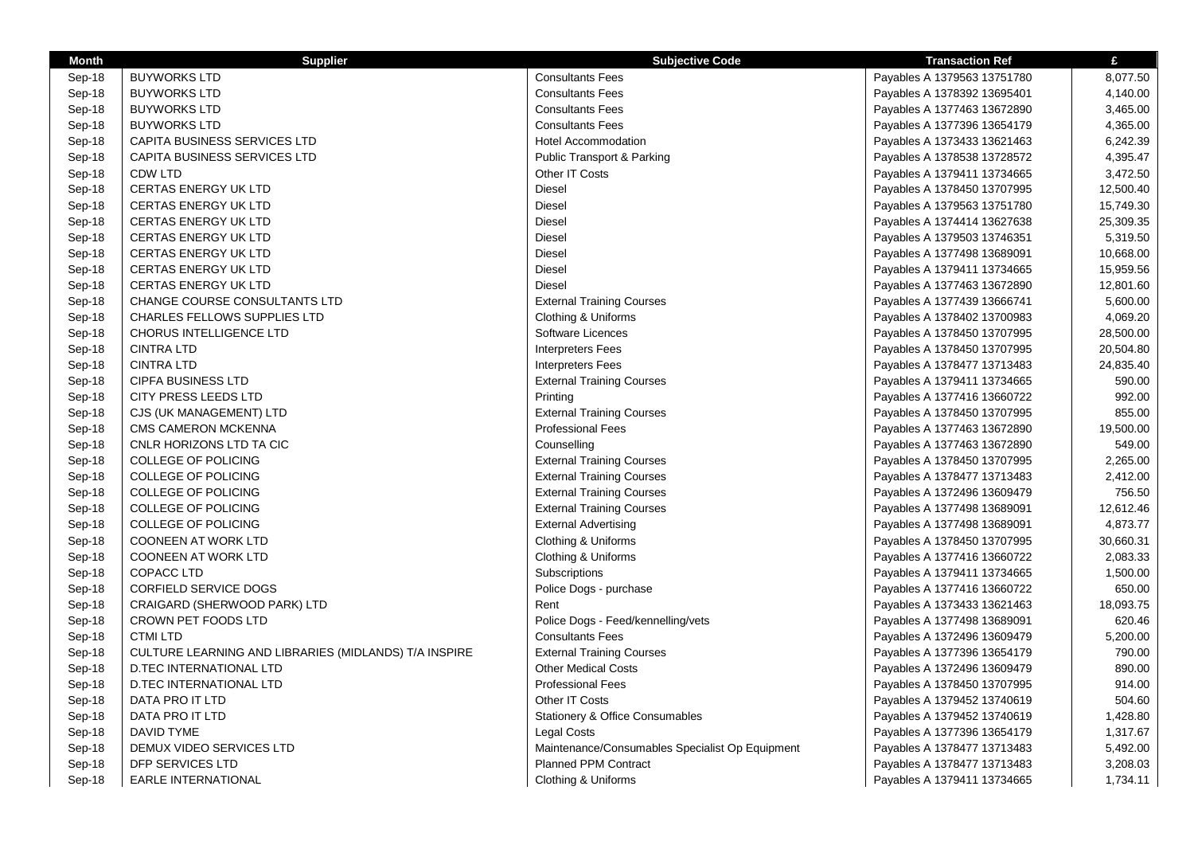| Month | Supplier | Subjective Code | Transaction Ref | £ |
|---|---|---|---|---|
| Sep-18 | BUYWORKS LTD | Consultants Fees | Payables A 1379563 13751780 | 8,077.50 |
| Sep-18 | BUYWORKS LTD | Consultants Fees | Payables A 1378392 13695401 | 4,140.00 |
| Sep-18 | BUYWORKS LTD | Consultants Fees | Payables A 1377463 13672890 | 3,465.00 |
| Sep-18 | BUYWORKS LTD | Consultants Fees | Payables A 1377396 13654179 | 4,365.00 |
| Sep-18 | CAPITA BUSINESS SERVICES LTD | Hotel Accommodation | Payables A 1373433 13621463 | 6,242.39 |
| Sep-18 | CAPITA BUSINESS SERVICES LTD | Public Transport & Parking | Payables A 1378538 13728572 | 4,395.47 |
| Sep-18 | CDW LTD | Other IT Costs | Payables A 1379411 13734665 | 3,472.50 |
| Sep-18 | CERTAS ENERGY UK LTD | Diesel | Payables A 1378450 13707995 | 12,500.40 |
| Sep-18 | CERTAS ENERGY UK LTD | Diesel | Payables A 1379563 13751780 | 15,749.30 |
| Sep-18 | CERTAS ENERGY UK LTD | Diesel | Payables A 1374414 13627638 | 25,309.35 |
| Sep-18 | CERTAS ENERGY UK LTD | Diesel | Payables A 1379503 13746351 | 5,319.50 |
| Sep-18 | CERTAS ENERGY UK LTD | Diesel | Payables A 1377498 13689091 | 10,668.00 |
| Sep-18 | CERTAS ENERGY UK LTD | Diesel | Payables A 1379411 13734665 | 15,959.56 |
| Sep-18 | CERTAS ENERGY UK LTD | Diesel | Payables A 1377463 13672890 | 12,801.60 |
| Sep-18 | CHANGE COURSE CONSULTANTS LTD | External Training Courses | Payables A 1377439 13666741 | 5,600.00 |
| Sep-18 | CHARLES FELLOWS SUPPLIES LTD | Clothing & Uniforms | Payables A 1378402 13700983 | 4,069.20 |
| Sep-18 | CHORUS INTELLIGENCE LTD | Software Licences | Payables A 1378450 13707995 | 28,500.00 |
| Sep-18 | CINTRA LTD | Interpreters Fees | Payables A 1378450 13707995 | 20,504.80 |
| Sep-18 | CINTRA LTD | Interpreters Fees | Payables A 1378477 13713483 | 24,835.40 |
| Sep-18 | CIPFA BUSINESS LTD | External Training Courses | Payables A 1379411 13734665 | 590.00 |
| Sep-18 | CITY PRESS LEEDS LTD | Printing | Payables A 1377416 13660722 | 992.00 |
| Sep-18 | CJS (UK MANAGEMENT) LTD | External Training Courses | Payables A 1378450 13707995 | 855.00 |
| Sep-18 | CMS CAMERON MCKENNA | Professional Fees | Payables A 1377463 13672890 | 19,500.00 |
| Sep-18 | CNLR HORIZONS LTD TA CIC | Counselling | Payables A 1377463 13672890 | 549.00 |
| Sep-18 | COLLEGE OF POLICING | External Training Courses | Payables A 1378450 13707995 | 2,265.00 |
| Sep-18 | COLLEGE OF POLICING | External Training Courses | Payables A 1378477 13713483 | 2,412.00 |
| Sep-18 | COLLEGE OF POLICING | External Training Courses | Payables A 1372496 13609479 | 756.50 |
| Sep-18 | COLLEGE OF POLICING | External Training Courses | Payables A 1377498 13689091 | 12,612.46 |
| Sep-18 | COLLEGE OF POLICING | External Advertising | Payables A 1377498 13689091 | 4,873.77 |
| Sep-18 | COONEEN AT WORK LTD | Clothing & Uniforms | Payables A 1378450 13707995 | 30,660.31 |
| Sep-18 | COONEEN AT WORK LTD | Clothing & Uniforms | Payables A 1377416 13660722 | 2,083.33 |
| Sep-18 | COPACC LTD | Subscriptions | Payables A 1379411 13734665 | 1,500.00 |
| Sep-18 | CORFIELD SERVICE DOGS | Police Dogs - purchase | Payables A 1377416 13660722 | 650.00 |
| Sep-18 | CRAIGARD (SHERWOOD PARK) LTD | Rent | Payables A 1373433 13621463 | 18,093.75 |
| Sep-18 | CROWN PET FOODS LTD | Police Dogs - Feed/kennelling/vets | Payables A 1377498 13689091 | 620.46 |
| Sep-18 | CTMI LTD | Consultants Fees | Payables A 1372496 13609479 | 5,200.00 |
| Sep-18 | CULTURE LEARNING AND LIBRARIES (MIDLANDS) T/A INSPIRE | External Training Courses | Payables A 1377396 13654179 | 790.00 |
| Sep-18 | D.TEC INTERNATIONAL LTD | Other Medical Costs | Payables A 1372496 13609479 | 890.00 |
| Sep-18 | D.TEC INTERNATIONAL LTD | Professional Fees | Payables A 1378450 13707995 | 914.00 |
| Sep-18 | DATA PRO IT LTD | Other IT Costs | Payables A 1379452 13740619 | 504.60 |
| Sep-18 | DATA PRO IT LTD | Stationery & Office Consumables | Payables A 1379452 13740619 | 1,428.80 |
| Sep-18 | DAVID TYME | Legal Costs | Payables A 1377396 13654179 | 1,317.67 |
| Sep-18 | DEMUX VIDEO SERVICES LTD | Maintenance/Consumables Specialist Op Equipment | Payables A 1378477 13713483 | 5,492.00 |
| Sep-18 | DFP SERVICES LTD | Planned PPM Contract | Payables A 1378477 13713483 | 3,208.03 |
| Sep-18 | EARLE INTERNATIONAL | Clothing & Uniforms | Payables A 1379411 13734665 | 1,734.11 |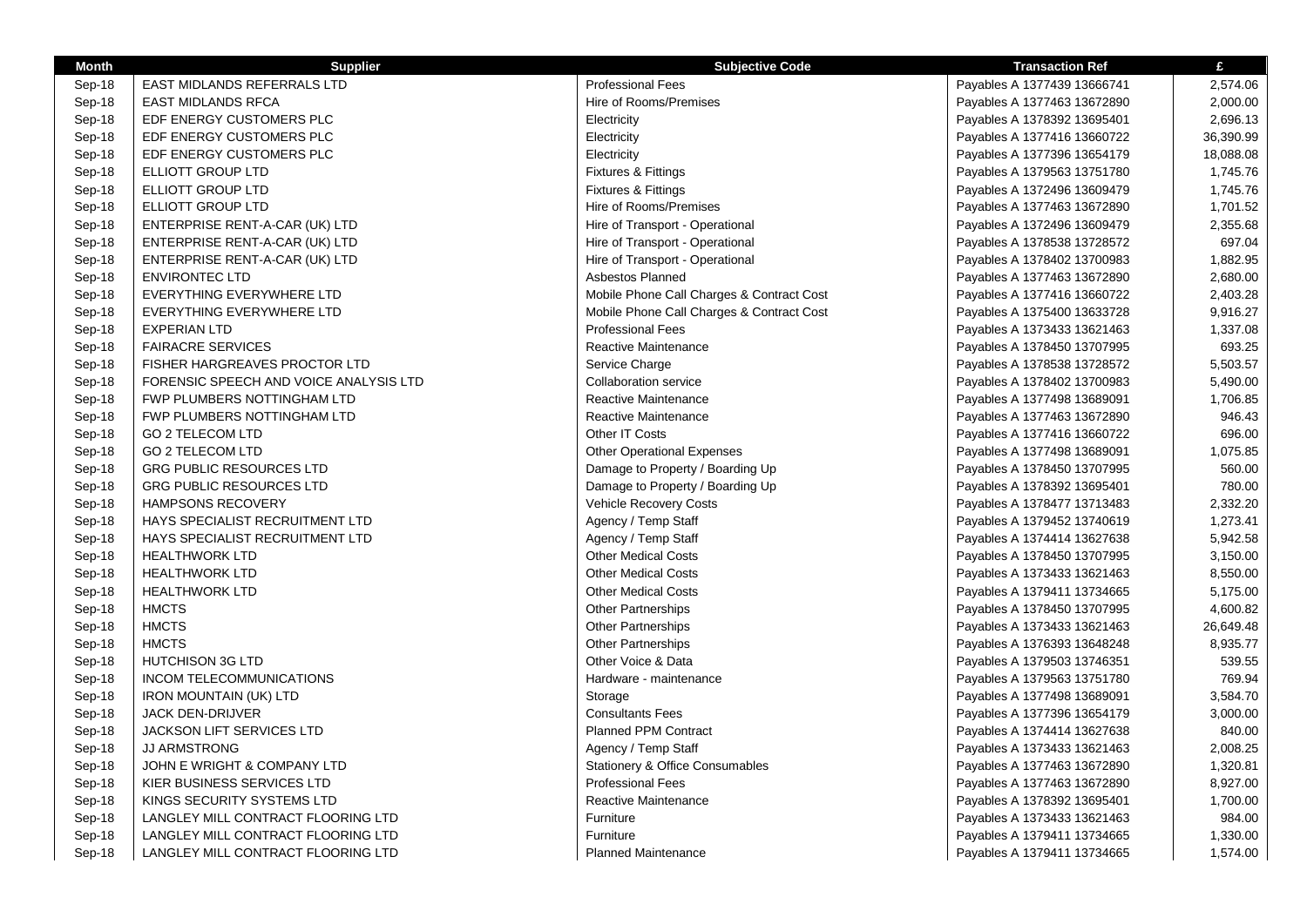| Month | Supplier | Subjective Code | Transaction Ref | £ |
|---|---|---|---|---|
| Sep-18 | EAST MIDLANDS REFERRALS LTD | Professional Fees | Payables A 1377439 13666741 | 2,574.06 |
| Sep-18 | EAST MIDLANDS RFCA | Hire of Rooms/Premises | Payables A 1377463 13672890 | 2,000.00 |
| Sep-18 | EDF ENERGY CUSTOMERS PLC | Electricity | Payables A 1378392 13695401 | 2,696.13 |
| Sep-18 | EDF ENERGY CUSTOMERS PLC | Electricity | Payables A 1377416 13660722 | 36,390.99 |
| Sep-18 | EDF ENERGY CUSTOMERS PLC | Electricity | Payables A 1377396 13654179 | 18,088.08 |
| Sep-18 | ELLIOTT GROUP LTD | Fixtures & Fittings | Payables A 1379563 13751780 | 1,745.76 |
| Sep-18 | ELLIOTT GROUP LTD | Fixtures & Fittings | Payables A 1372496 13609479 | 1,745.76 |
| Sep-18 | ELLIOTT GROUP LTD | Hire of Rooms/Premises | Payables A 1377463 13672890 | 1,701.52 |
| Sep-18 | ENTERPRISE RENT-A-CAR (UK) LTD | Hire of Transport - Operational | Payables A 1372496 13609479 | 2,355.68 |
| Sep-18 | ENTERPRISE RENT-A-CAR (UK) LTD | Hire of Transport - Operational | Payables A 1378538 13728572 | 697.04 |
| Sep-18 | ENTERPRISE RENT-A-CAR (UK) LTD | Hire of Transport - Operational | Payables A 1378402 13700983 | 1,882.95 |
| Sep-18 | ENVIRONTEC LTD | Asbestos Planned | Payables A 1377463 13672890 | 2,680.00 |
| Sep-18 | EVERYTHING EVERYWHERE LTD | Mobile Phone Call Charges & Contract Cost | Payables A 1377416 13660722 | 2,403.28 |
| Sep-18 | EVERYTHING EVERYWHERE LTD | Mobile Phone Call Charges & Contract Cost | Payables A 1375400 13633728 | 9,916.27 |
| Sep-18 | EXPERIAN LTD | Professional Fees | Payables A 1373433 13621463 | 1,337.08 |
| Sep-18 | FAIRACRE SERVICES | Reactive Maintenance | Payables A 1378450 13707995 | 693.25 |
| Sep-18 | FISHER HARGREAVES PROCTOR LTD | Service Charge | Payables A 1378538 13728572 | 5,503.57 |
| Sep-18 | FORENSIC SPEECH AND VOICE ANALYSIS LTD | Collaboration service | Payables A 1378402 13700983 | 5,490.00 |
| Sep-18 | FWP PLUMBERS NOTTINGHAM LTD | Reactive Maintenance | Payables A 1377498 13689091 | 1,706.85 |
| Sep-18 | FWP PLUMBERS NOTTINGHAM LTD | Reactive Maintenance | Payables A 1377463 13672890 | 946.43 |
| Sep-18 | GO 2 TELECOM LTD | Other IT Costs | Payables A 1377416 13660722 | 696.00 |
| Sep-18 | GO 2 TELECOM LTD | Other Operational Expenses | Payables A 1377498 13689091 | 1,075.85 |
| Sep-18 | GRG PUBLIC RESOURCES LTD | Damage to Property / Boarding Up | Payables A 1378450 13707995 | 560.00 |
| Sep-18 | GRG PUBLIC RESOURCES LTD | Damage to Property / Boarding Up | Payables A 1378392 13695401 | 780.00 |
| Sep-18 | HAMPSONS RECOVERY | Vehicle Recovery Costs | Payables A 1378477 13713483 | 2,332.20 |
| Sep-18 | HAYS SPECIALIST RECRUITMENT LTD | Agency / Temp Staff | Payables A 1379452 13740619 | 1,273.41 |
| Sep-18 | HAYS SPECIALIST RECRUITMENT LTD | Agency / Temp Staff | Payables A 1374414 13627638 | 5,942.58 |
| Sep-18 | HEALTHWORK LTD | Other Medical Costs | Payables A 1378450 13707995 | 3,150.00 |
| Sep-18 | HEALTHWORK LTD | Other Medical Costs | Payables A 1373433 13621463 | 8,550.00 |
| Sep-18 | HEALTHWORK LTD | Other Medical Costs | Payables A 1379411 13734665 | 5,175.00 |
| Sep-18 | HMCTS | Other Partnerships | Payables A 1378450 13707995 | 4,600.82 |
| Sep-18 | HMCTS | Other Partnerships | Payables A 1373433 13621463 | 26,649.48 |
| Sep-18 | HMCTS | Other Partnerships | Payables A 1376393 13648248 | 8,935.77 |
| Sep-18 | HUTCHISON 3G LTD | Other Voice & Data | Payables A 1379503 13746351 | 539.55 |
| Sep-18 | INCOM TELECOMMUNICATIONS | Hardware - maintenance | Payables A 1379563 13751780 | 769.94 |
| Sep-18 | IRON MOUNTAIN (UK) LTD | Storage | Payables A 1377498 13689091 | 3,584.70 |
| Sep-18 | JACK DEN-DRIJVER | Consultants Fees | Payables A 1377396 13654179 | 3,000.00 |
| Sep-18 | JACKSON LIFT SERVICES LTD | Planned PPM Contract | Payables A 1374414 13627638 | 840.00 |
| Sep-18 | JJ ARMSTRONG | Agency / Temp Staff | Payables A 1373433 13621463 | 2,008.25 |
| Sep-18 | JOHN E WRIGHT & COMPANY LTD | Stationery & Office Consumables | Payables A 1377463 13672890 | 1,320.81 |
| Sep-18 | KIER BUSINESS SERVICES LTD | Professional Fees | Payables A 1377463 13672890 | 8,927.00 |
| Sep-18 | KINGS SECURITY SYSTEMS LTD | Reactive Maintenance | Payables A 1378392 13695401 | 1,700.00 |
| Sep-18 | LANGLEY MILL CONTRACT FLOORING LTD | Furniture | Payables A 1373433 13621463 | 984.00 |
| Sep-18 | LANGLEY MILL CONTRACT FLOORING LTD | Furniture | Payables A 1379411 13734665 | 1,330.00 |
| Sep-18 | LANGLEY MILL CONTRACT FLOORING LTD | Planned Maintenance | Payables A 1379411 13734665 | 1,574.00 |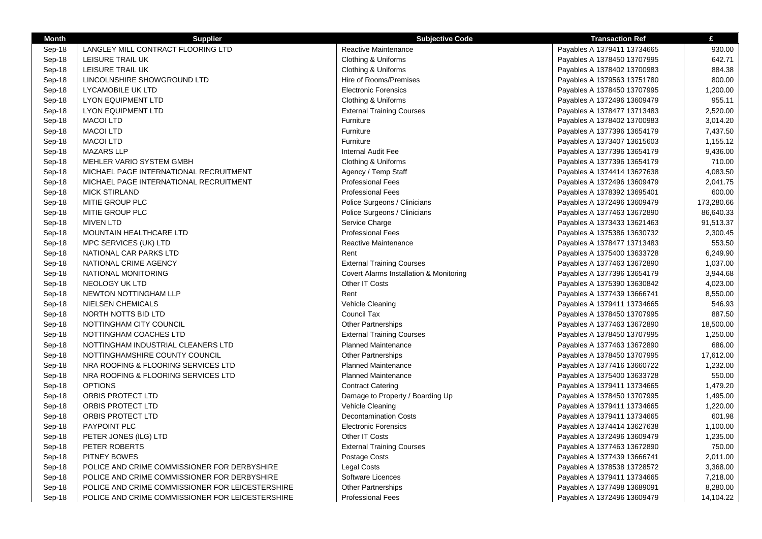| Month | Supplier | Subjective Code | Transaction Ref | £ |
| --- | --- | --- | --- | --- |
| Sep-18 | LANGLEY MILL CONTRACT FLOORING LTD | Reactive Maintenance | Payables A 1379411 13734665 | 930.00 |
| Sep-18 | LEISURE TRAIL UK | Clothing & Uniforms | Payables A 1378450 13707995 | 642.71 |
| Sep-18 | LEISURE TRAIL UK | Clothing & Uniforms | Payables A 1378402 13700983 | 884.38 |
| Sep-18 | LINCOLNSHIRE SHOWGROUND LTD | Hire of Rooms/Premises | Payables A 1379563 13751780 | 800.00 |
| Sep-18 | LYCAMOBILE UK LTD | Electronic Forensics | Payables A 1378450 13707995 | 1,200.00 |
| Sep-18 | LYON EQUIPMENT LTD | Clothing & Uniforms | Payables A 1372496 13609479 | 955.11 |
| Sep-18 | LYON EQUIPMENT LTD | External Training Courses | Payables A 1378477 13713483 | 2,520.00 |
| Sep-18 | MACOI LTD | Furniture | Payables A 1378402 13700983 | 3,014.20 |
| Sep-18 | MACOI LTD | Furniture | Payables A 1377396 13654179 | 7,437.50 |
| Sep-18 | MACOI LTD | Furniture | Payables A 1373407 13615603 | 1,155.12 |
| Sep-18 | MAZARS LLP | Internal Audit Fee | Payables A 1377396 13654179 | 9,436.00 |
| Sep-18 | MEHLER VARIO SYSTEM GMBH | Clothing & Uniforms | Payables A 1377396 13654179 | 710.00 |
| Sep-18 | MICHAEL PAGE INTERNATIONAL RECRUITMENT | Agency / Temp Staff | Payables A 1374414 13627638 | 4,083.50 |
| Sep-18 | MICHAEL PAGE INTERNATIONAL RECRUITMENT | Professional Fees | Payables A 1372496 13609479 | 2,041.75 |
| Sep-18 | MICK STIRLAND | Professional Fees | Payables A 1378392 13695401 | 600.00 |
| Sep-18 | MITIE GROUP PLC | Police Surgeons / Clinicians | Payables A 1372496 13609479 | 173,280.66 |
| Sep-18 | MITIE GROUP PLC | Police Surgeons / Clinicians | Payables A 1377463 13672890 | 86,640.33 |
| Sep-18 | MIVEN LTD | Service Charge | Payables A 1373433 13621463 | 91,513.37 |
| Sep-18 | MOUNTAIN HEALTHCARE LTD | Professional Fees | Payables A 1375386 13630732 | 2,300.45 |
| Sep-18 | MPC SERVICES (UK) LTD | Reactive Maintenance | Payables A 1378477 13713483 | 553.50 |
| Sep-18 | NATIONAL CAR PARKS LTD | Rent | Payables A 1375400 13633728 | 6,249.90 |
| Sep-18 | NATIONAL CRIME AGENCY | External Training Courses | Payables A 1377463 13672890 | 1,037.00 |
| Sep-18 | NATIONAL MONITORING | Covert Alarms Installation & Monitoring | Payables A 1377396 13654179 | 3,944.68 |
| Sep-18 | NEOLOGY UK LTD | Other IT Costs | Payables A 1375390 13630842 | 4,023.00 |
| Sep-18 | NEWTON NOTTINGHAM LLP | Rent | Payables A 1377439 13666741 | 8,550.00 |
| Sep-18 | NIELSEN CHEMICALS | Vehicle Cleaning | Payables A 1379411 13734665 | 546.93 |
| Sep-18 | NORTH NOTTS BID LTD | Council Tax | Payables A 1378450 13707995 | 887.50 |
| Sep-18 | NOTTINGHAM CITY COUNCIL | Other Partnerships | Payables A 1377463 13672890 | 18,500.00 |
| Sep-18 | NOTTINGHAM COACHES LTD | External Training Courses | Payables A 1378450 13707995 | 1,250.00 |
| Sep-18 | NOTTINGHAM INDUSTRIAL CLEANERS LTD | Planned Maintenance | Payables A 1377463 13672890 | 686.00 |
| Sep-18 | NOTTINGHAMSHIRE COUNTY COUNCIL | Other Partnerships | Payables A 1378450 13707995 | 17,612.00 |
| Sep-18 | NRA ROOFING & FLOORING SERVICES LTD | Planned Maintenance | Payables A 1377416 13660722 | 1,232.00 |
| Sep-18 | NRA ROOFING & FLOORING SERVICES LTD | Planned Maintenance | Payables A 1375400 13633728 | 550.00 |
| Sep-18 | OPTIONS | Contract Catering | Payables A 1379411 13734665 | 1,479.20 |
| Sep-18 | ORBIS PROTECT LTD | Damage to Property / Boarding Up | Payables A 1378450 13707995 | 1,495.00 |
| Sep-18 | ORBIS PROTECT LTD | Vehicle Cleaning | Payables A 1379411 13734665 | 1,220.00 |
| Sep-18 | ORBIS PROTECT LTD | Decontamination Costs | Payables A 1379411 13734665 | 601.98 |
| Sep-18 | PAYPOINT PLC | Electronic Forensics | Payables A 1374414 13627638 | 1,100.00 |
| Sep-18 | PETER JONES (ILG) LTD | Other IT Costs | Payables A 1372496 13609479 | 1,235.00 |
| Sep-18 | PETER ROBERTS | External Training Courses | Payables A 1377463 13672890 | 750.00 |
| Sep-18 | PITNEY BOWES | Postage Costs | Payables A 1377439 13666741 | 2,011.00 |
| Sep-18 | POLICE AND CRIME COMMISSIONER FOR DERBYSHIRE | Legal Costs | Payables A 1378538 13728572 | 3,368.00 |
| Sep-18 | POLICE AND CRIME COMMISSIONER FOR DERBYSHIRE | Software Licences | Payables A 1379411 13734665 | 7,218.00 |
| Sep-18 | POLICE AND CRIME COMMISSIONER FOR LEICESTERSHIRE | Other Partnerships | Payables A 1377498 13689091 | 8,280.00 |
| Sep-18 | POLICE AND CRIME COMMISSIONER FOR LEICESTERSHIRE | Professional Fees | Payables A 1372496 13609479 | 14,104.22 |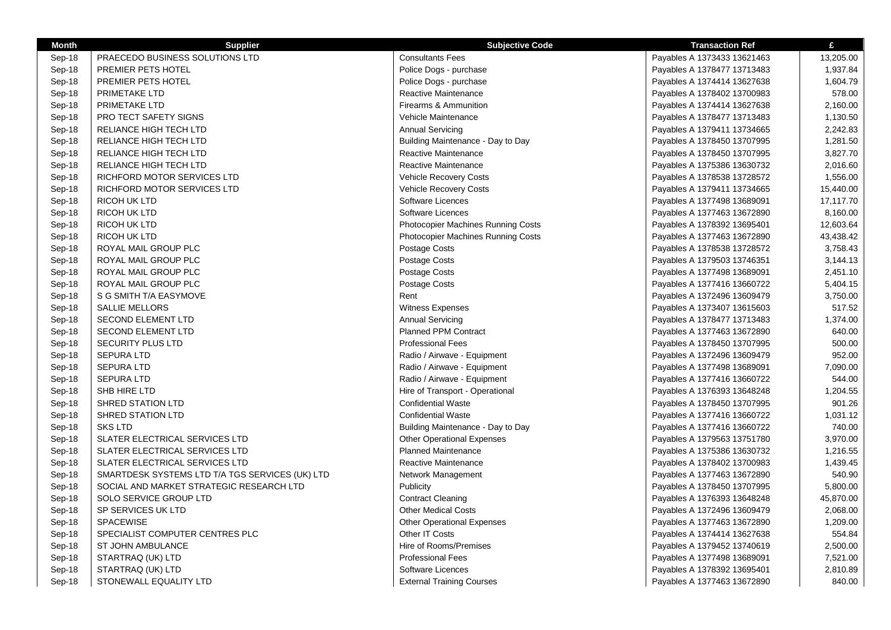| Month | Supplier | Subjective Code | Transaction Ref | £ |
| --- | --- | --- | --- | --- |
| Sep-18 | PRAECEDO BUSINESS SOLUTIONS LTD | Consultants Fees | Payables A 1373433 13621463 | 13,205.00 |
| Sep-18 | PREMIER PETS HOTEL | Police Dogs - purchase | Payables A 1378477 13713483 | 1,937.84 |
| Sep-18 | PREMIER PETS HOTEL | Police Dogs - purchase | Payables A 1374414 13627638 | 1,604.79 |
| Sep-18 | PRIMETAKE LTD | Reactive Maintenance | Payables A 1378402 13700983 | 578.00 |
| Sep-18 | PRIMETAKE LTD | Firearms & Ammunition | Payables A 1374414 13627638 | 2,160.00 |
| Sep-18 | PRO TECT SAFETY SIGNS | Vehicle Maintenance | Payables A 1378477 13713483 | 1,130.50 |
| Sep-18 | RELIANCE HIGH TECH LTD | Annual Servicing | Payables A 1379411 13734665 | 2,242.83 |
| Sep-18 | RELIANCE HIGH TECH LTD | Building Maintenance - Day to Day | Payables A 1378450 13707995 | 1,281.50 |
| Sep-18 | RELIANCE HIGH TECH LTD | Reactive Maintenance | Payables A 1378450 13707995 | 3,827.70 |
| Sep-18 | RELIANCE HIGH TECH LTD | Reactive Maintenance | Payables A 1375386 13630732 | 2,016.60 |
| Sep-18 | RICHFORD MOTOR SERVICES LTD | Vehicle Recovery Costs | Payables A 1378538 13728572 | 1,556.00 |
| Sep-18 | RICHFORD MOTOR SERVICES LTD | Vehicle Recovery Costs | Payables A 1379411 13734665 | 15,440.00 |
| Sep-18 | RICOH UK LTD | Software Licences | Payables A 1377498 13689091 | 17,117.70 |
| Sep-18 | RICOH UK LTD | Software Licences | Payables A 1377463 13672890 | 8,160.00 |
| Sep-18 | RICOH UK LTD | Photocopier Machines Running Costs | Payables A 1378392 13695401 | 12,603.64 |
| Sep-18 | RICOH UK LTD | Photocopier Machines Running Costs | Payables A 1377463 13672890 | 43,438.42 |
| Sep-18 | ROYAL MAIL GROUP PLC | Postage Costs | Payables A 1378538 13728572 | 3,758.43 |
| Sep-18 | ROYAL MAIL GROUP PLC | Postage Costs | Payables A 1379503 13746351 | 3,144.13 |
| Sep-18 | ROYAL MAIL GROUP PLC | Postage Costs | Payables A 1377498 13689091 | 2,451.10 |
| Sep-18 | ROYAL MAIL GROUP PLC | Postage Costs | Payables A 1377416 13660722 | 5,404.15 |
| Sep-18 | S G SMITH T/A EASYMOVE | Rent | Payables A 1372496 13609479 | 3,750.00 |
| Sep-18 | SALLIE MELLORS | Witness Expenses | Payables A 1373407 13615603 | 517.52 |
| Sep-18 | SECOND ELEMENT LTD | Annual Servicing | Payables A 1378477 13713483 | 1,374.00 |
| Sep-18 | SECOND ELEMENT LTD | Planned PPM Contract | Payables A 1377463 13672890 | 640.00 |
| Sep-18 | SECURITY PLUS LTD | Professional Fees | Payables A 1378450 13707995 | 500.00 |
| Sep-18 | SEPURA LTD | Radio / Airwave - Equipment | Payables A 1372496 13609479 | 952.00 |
| Sep-18 | SEPURA LTD | Radio / Airwave - Equipment | Payables A 1377498 13689091 | 7,090.00 |
| Sep-18 | SEPURA LTD | Radio / Airwave - Equipment | Payables A 1377416 13660722 | 544.00 |
| Sep-18 | SHB HIRE LTD | Hire of Transport - Operational | Payables A 1376393 13648248 | 1,204.55 |
| Sep-18 | SHRED STATION LTD | Confidential Waste | Payables A 1378450 13707995 | 901.26 |
| Sep-18 | SHRED STATION LTD | Confidential Waste | Payables A 1377416 13660722 | 1,031.12 |
| Sep-18 | SKS LTD | Building Maintenance - Day to Day | Payables A 1377416 13660722 | 740.00 |
| Sep-18 | SLATER ELECTRICAL SERVICES LTD | Other Operational Expenses | Payables A 1379563 13751780 | 3,970.00 |
| Sep-18 | SLATER ELECTRICAL SERVICES LTD | Planned Maintenance | Payables A 1375386 13630732 | 1,216.55 |
| Sep-18 | SLATER ELECTRICAL SERVICES LTD | Reactive Maintenance | Payables A 1378402 13700983 | 1,439.45 |
| Sep-18 | SMARTDESK SYSTEMS LTD T/A TGS SERVICES (UK) LTD | Network Management | Payables A 1377463 13672890 | 540.90 |
| Sep-18 | SOCIAL AND MARKET STRATEGIC RESEARCH LTD | Publicity | Payables A 1378450 13707995 | 5,800.00 |
| Sep-18 | SOLO SERVICE GROUP LTD | Contract Cleaning | Payables A 1376393 13648248 | 45,870.00 |
| Sep-18 | SP SERVICES UK LTD | Other Medical Costs | Payables A 1372496 13609479 | 2,068.00 |
| Sep-18 | SPACEWISE | Other Operational Expenses | Payables A 1377463 13672890 | 1,209.00 |
| Sep-18 | SPECIALIST COMPUTER CENTRES PLC | Other IT Costs | Payables A 1374414 13627638 | 554.84 |
| Sep-18 | ST JOHN AMBULANCE | Hire of Rooms/Premises | Payables A 1379452 13740619 | 2,500.00 |
| Sep-18 | STARTRAQ (UK) LTD | Professional Fees | Payables A 1377498 13689091 | 7,521.00 |
| Sep-18 | STARTRAQ (UK) LTD | Software Licences | Payables A 1378392 13695401 | 2,810.89 |
| Sep-18 | STONEWALL EQUALITY LTD | External Training Courses | Payables A 1377463 13672890 | 840.00 |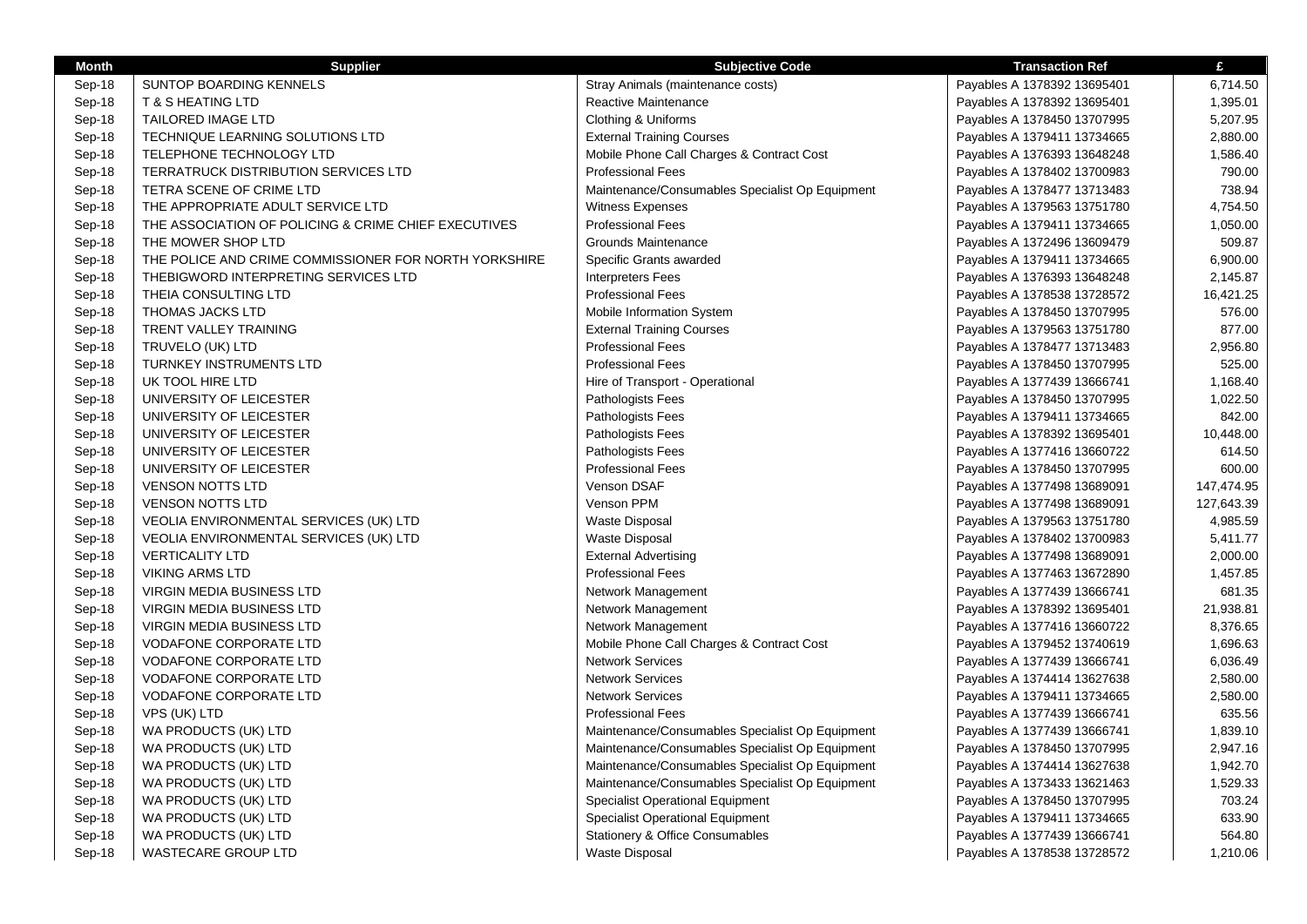| Month | Supplier | Subjective Code | Transaction Ref | £ |
|---|---|---|---|---|
| Sep-18 | SUNTOP BOARDING KENNELS | Stray Animals (maintenance costs) | Payables A 1378392 13695401 | 6,714.50 |
| Sep-18 | T & S HEATING LTD | Reactive Maintenance | Payables A 1378392 13695401 | 1,395.01 |
| Sep-18 | TAILORED IMAGE LTD | Clothing & Uniforms | Payables A 1378450 13707995 | 5,207.95 |
| Sep-18 | TECHNIQUE LEARNING SOLUTIONS LTD | External Training Courses | Payables A 1379411 13734665 | 2,880.00 |
| Sep-18 | TELEPHONE TECHNOLOGY LTD | Mobile Phone Call Charges & Contract Cost | Payables A 1376393 13648248 | 1,586.40 |
| Sep-18 | TERRATRUCK DISTRIBUTION SERVICES LTD | Professional Fees | Payables A 1378402 13700983 | 790.00 |
| Sep-18 | TETRA SCENE OF CRIME LTD | Maintenance/Consumables Specialist Op Equipment | Payables A 1378477 13713483 | 738.94 |
| Sep-18 | THE APPROPRIATE ADULT SERVICE LTD | Witness Expenses | Payables A 1379563 13751780 | 4,754.50 |
| Sep-18 | THE ASSOCIATION OF POLICING & CRIME CHIEF EXECUTIVES | Professional Fees | Payables A 1379411 13734665 | 1,050.00 |
| Sep-18 | THE MOWER SHOP LTD | Grounds Maintenance | Payables A 1372496 13609479 | 509.87 |
| Sep-18 | THE POLICE AND CRIME COMMISSIONER FOR NORTH YORKSHIRE | Specific Grants awarded | Payables A 1379411 13734665 | 6,900.00 |
| Sep-18 | THEBIGWORD INTERPRETING SERVICES LTD | Interpreters Fees | Payables A 1376393 13648248 | 2,145.87 |
| Sep-18 | THEIA CONSULTING LTD | Professional Fees | Payables A 1378538 13728572 | 16,421.25 |
| Sep-18 | THOMAS JACKS LTD | Mobile Information System | Payables A 1378450 13707995 | 576.00 |
| Sep-18 | TRENT VALLEY TRAINING | External Training Courses | Payables A 1379563 13751780 | 877.00 |
| Sep-18 | TRUVELO (UK) LTD | Professional Fees | Payables A 1378477 13713483 | 2,956.80 |
| Sep-18 | TURNKEY INSTRUMENTS LTD | Professional Fees | Payables A 1378450 13707995 | 525.00 |
| Sep-18 | UK TOOL HIRE LTD | Hire of Transport - Operational | Payables A 1377439 13666741 | 1,168.40 |
| Sep-18 | UNIVERSITY OF LEICESTER | Pathologists Fees | Payables A 1378450 13707995 | 1,022.50 |
| Sep-18 | UNIVERSITY OF LEICESTER | Pathologists Fees | Payables A 1379411 13734665 | 842.00 |
| Sep-18 | UNIVERSITY OF LEICESTER | Pathologists Fees | Payables A 1378392 13695401 | 10,448.00 |
| Sep-18 | UNIVERSITY OF LEICESTER | Pathologists Fees | Payables A 1377416 13660722 | 614.50 |
| Sep-18 | UNIVERSITY OF LEICESTER | Professional Fees | Payables A 1378450 13707995 | 600.00 |
| Sep-18 | VENSON NOTTS LTD | Venson DSAF | Payables A 1377498 13689091 | 147,474.95 |
| Sep-18 | VENSON NOTTS LTD | Venson PPM | Payables A 1377498 13689091 | 127,643.39 |
| Sep-18 | VEOLIA ENVIRONMENTAL SERVICES (UK) LTD | Waste Disposal | Payables A 1379563 13751780 | 4,985.59 |
| Sep-18 | VEOLIA ENVIRONMENTAL SERVICES (UK) LTD | Waste Disposal | Payables A 1378402 13700983 | 5,411.77 |
| Sep-18 | VERTICALITY LTD | External Advertising | Payables A 1377498 13689091 | 2,000.00 |
| Sep-18 | VIKING ARMS LTD | Professional Fees | Payables A 1377463 13672890 | 1,457.85 |
| Sep-18 | VIRGIN MEDIA BUSINESS LTD | Network Management | Payables A 1377439 13666741 | 681.35 |
| Sep-18 | VIRGIN MEDIA BUSINESS LTD | Network Management | Payables A 1378392 13695401 | 21,938.81 |
| Sep-18 | VIRGIN MEDIA BUSINESS LTD | Network Management | Payables A 1377416 13660722 | 8,376.65 |
| Sep-18 | VODAFONE CORPORATE LTD | Mobile Phone Call Charges & Contract Cost | Payables A 1379452 13740619 | 1,696.63 |
| Sep-18 | VODAFONE CORPORATE LTD | Network Services | Payables A 1377439 13666741 | 6,036.49 |
| Sep-18 | VODAFONE CORPORATE LTD | Network Services | Payables A 1374414 13627638 | 2,580.00 |
| Sep-18 | VODAFONE CORPORATE LTD | Network Services | Payables A 1379411 13734665 | 2,580.00 |
| Sep-18 | VPS (UK) LTD | Professional Fees | Payables A 1377439 13666741 | 635.56 |
| Sep-18 | WA PRODUCTS (UK) LTD | Maintenance/Consumables Specialist Op Equipment | Payables A 1377439 13666741 | 1,839.10 |
| Sep-18 | WA PRODUCTS (UK) LTD | Maintenance/Consumables Specialist Op Equipment | Payables A 1378450 13707995 | 2,947.16 |
| Sep-18 | WA PRODUCTS (UK) LTD | Maintenance/Consumables Specialist Op Equipment | Payables A 1374414 13627638 | 1,942.70 |
| Sep-18 | WA PRODUCTS (UK) LTD | Maintenance/Consumables Specialist Op Equipment | Payables A 1373433 13621463 | 1,529.33 |
| Sep-18 | WA PRODUCTS (UK) LTD | Specialist Operational Equipment | Payables A 1378450 13707995 | 703.24 |
| Sep-18 | WA PRODUCTS (UK) LTD | Specialist Operational Equipment | Payables A 1379411 13734665 | 633.90 |
| Sep-18 | WA PRODUCTS (UK) LTD | Stationery & Office Consumables | Payables A 1377439 13666741 | 564.80 |
| Sep-18 | WASTECARE GROUP LTD | Waste Disposal | Payables A 1378538 13728572 | 1,210.06 |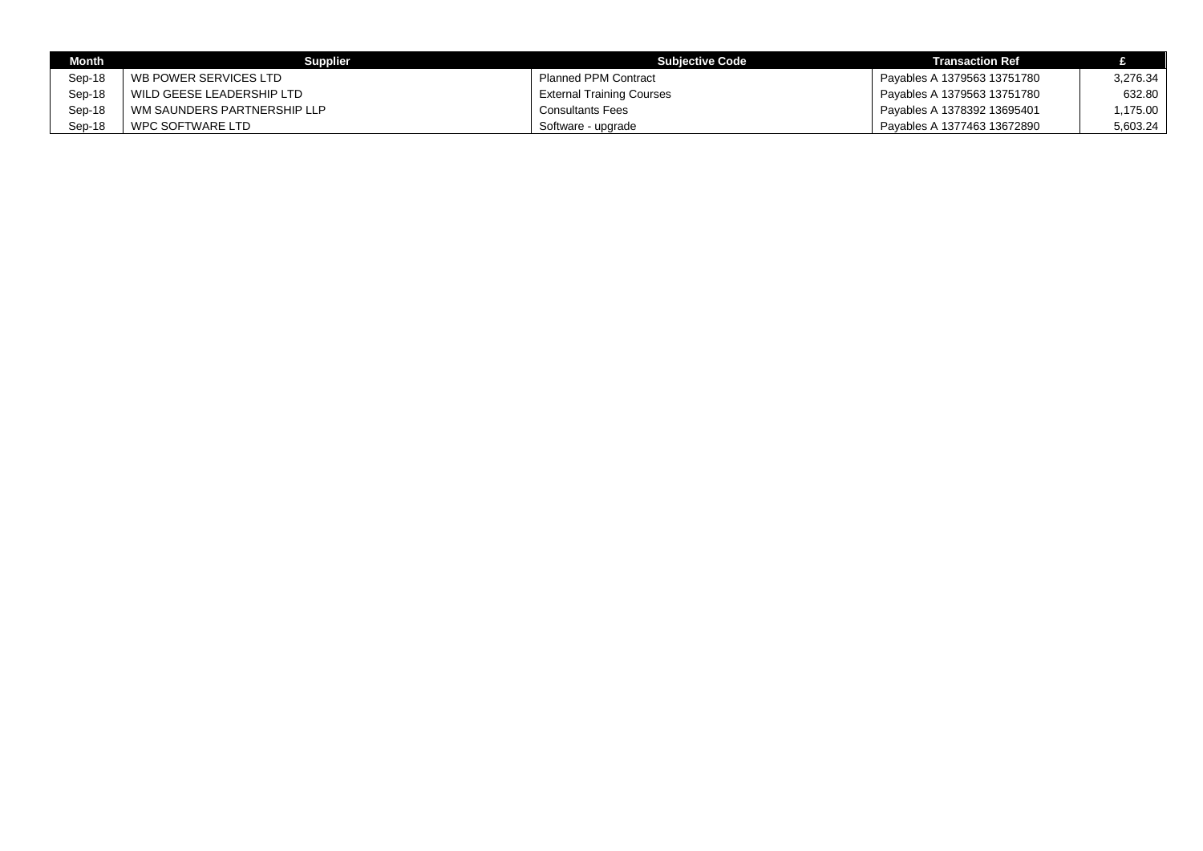| Month | Supplier | Subjective Code | Transaction Ref | £ |
|---|---|---|---|---|
| Sep-18 | WB POWER SERVICES LTD | Planned PPM Contract | Payables A 1379563 13751780 | 3,276.34 |
| Sep-18 | WILD GEESE LEADERSHIP LTD | External Training Courses | Payables A 1379563 13751780 | 632.80 |
| Sep-18 | WM SAUNDERS PARTNERSHIP LLP | Consultants Fees | Payables A 1378392 13695401 | 1,175.00 |
| Sep-18 | WPC SOFTWARE LTD | Software - upgrade | Payables A 1377463 13672890 | 5,603.24 |